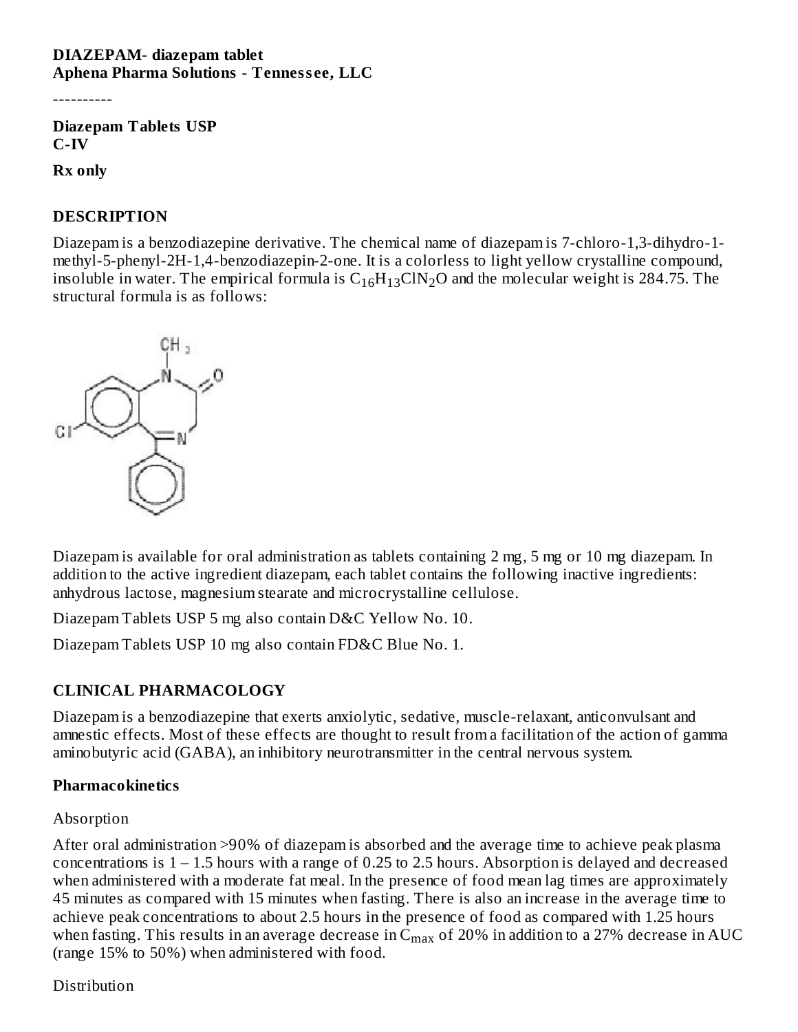**DIAZEPAM- diazepam tablet**
**Aphena Pharma Solutions - Tennessee, LLC**

----------

**Diazepam Tablets USP**
**C-IV**

**Rx only**

## DESCRIPTION

Diazepam is a benzodiazepine derivative. The chemical name of diazepam is 7-chloro-1,3-dihydro-1-methyl-5-phenyl-2H-1,4-benzodiazepin-2-one. It is a colorless to light yellow crystalline compound, insoluble in water. The empirical formula is $C_{16}H_{13}ClN_2O$ and the molecular weight is 284.75. The structural formula is as follows:

Diazepam is available for oral administration as tablets containing 2 mg, 5 mg or 10 mg diazepam. In addition to the active ingredient diazepam, each tablet contains the following inactive ingredients: anhydrous lactose, magnesium stearate and microcrystalline cellulose.

Diazepam Tablets USP 5 mg also contain D&C Yellow No. 10.

Diazepam Tablets USP 10 mg also contain FD&C Blue No. 1.

## CLINICAL PHARMACOLOGY

Diazepam is a benzodiazepine that exerts anxiolytic, sedative, muscle-relaxant, anticonvulsant and amnestic effects. Most of these effects are thought to result from a facilitation of the action of gamma aminobutyric acid (GABA), an inhibitory neurotransmitter in the central nervous system.

### Pharmacokinetics

Absorption

After oral administration >90% of diazepam is absorbed and the average time to achieve peak plasma concentrations is 1 – 1.5 hours with a range of 0.25 to 2.5 hours. Absorption is delayed and decreased when administered with a moderate fat meal. In the presence of food mean lag times are approximately 45 minutes as compared with 15 minutes when fasting. There is also an increase in the average time to achieve peak concentrations to about 2.5 hours in the presence of food as compared with 1.25 hours when fasting. This results in an average decrease in $C_{max}$ of 20% in addition to a 27% decrease in AUC (range 15% to 50%) when administered with food.

Distribution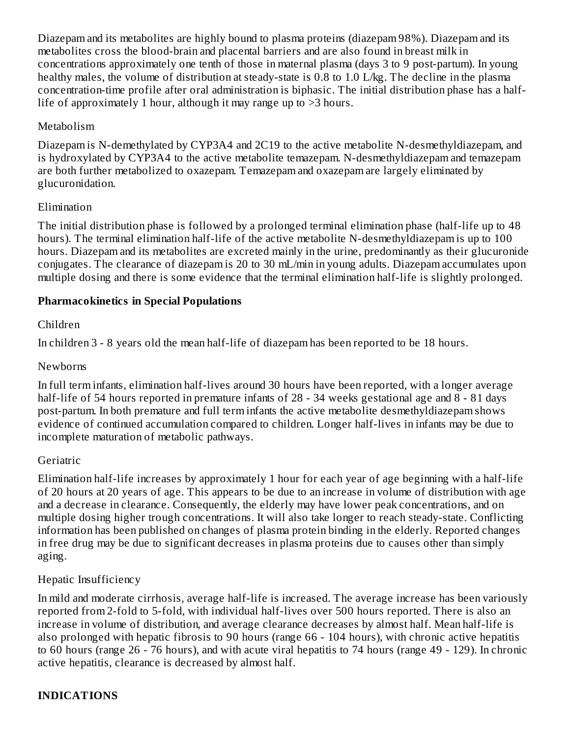Diazepam and its metabolites are highly bound to plasma proteins (diazepam 98%). Diazepam and its metabolites cross the blood-brain and placental barriers and are also found in breast milk in concentrations approximately one tenth of those in maternal plasma (days 3 to 9 post-partum). In young healthy males, the volume of distribution at steady-state is 0.8 to 1.0 L/kg. The decline in the plasma concentration-time profile after oral administration is biphasic. The initial distribution phase has a half-life of approximately 1 hour, although it may range up to >3 hours.

Metabolism

Diazepam is N-demethylated by CYP3A4 and 2C19 to the active metabolite N-desmethyldiazepam, and is hydroxylated by CYP3A4 to the active metabolite temazepam. N-desmethyldiazepam and temazepam are both further metabolized to oxazepam. Temazepam and oxazepam are largely eliminated by glucuronidation.

Elimination

The initial distribution phase is followed by a prolonged terminal elimination phase (half-life up to 48 hours). The terminal elimination half-life of the active metabolite N-desmethyldiazepam is up to 100 hours. Diazepam and its metabolites are excreted mainly in the urine, predominantly as their glucuronide conjugates. The clearance of diazepam is 20 to 30 mL/min in young adults. Diazepam accumulates upon multiple dosing and there is some evidence that the terminal elimination half-life is slightly prolonged.

**Pharmacokinetics in Special Populations**

Children

In children 3 - 8 years old the mean half-life of diazepam has been reported to be 18 hours.

Newborns

In full term infants, elimination half-lives around 30 hours have been reported, with a longer average half-life of 54 hours reported in premature infants of 28 - 34 weeks gestational age and 8 - 81 days post-partum. In both premature and full term infants the active metabolite desmethyldiazepam shows evidence of continued accumulation compared to children. Longer half-lives in infants may be due to incomplete maturation of metabolic pathways.

Geriatric

Elimination half-life increases by approximately 1 hour for each year of age beginning with a half-life of 20 hours at 20 years of age. This appears to be due to an increase in volume of distribution with age and a decrease in clearance. Consequently, the elderly may have lower peak concentrations, and on multiple dosing higher trough concentrations. It will also take longer to reach steady-state. Conflicting information has been published on changes of plasma protein binding in the elderly. Reported changes in free drug may be due to significant decreases in plasma proteins due to causes other than simply aging.

Hepatic Insufficiency

In mild and moderate cirrhosis, average half-life is increased. The average increase has been variously reported from 2-fold to 5-fold, with individual half-lives over 500 hours reported. There is also an increase in volume of distribution, and average clearance decreases by almost half. Mean half-life is also prolonged with hepatic fibrosis to 90 hours (range 66 - 104 hours), with chronic active hepatitis to 60 hours (range 26 - 76 hours), and with acute viral hepatitis to 74 hours (range 49 - 129). In chronic active hepatitis, clearance is decreased by almost half.

**INDICATIONS**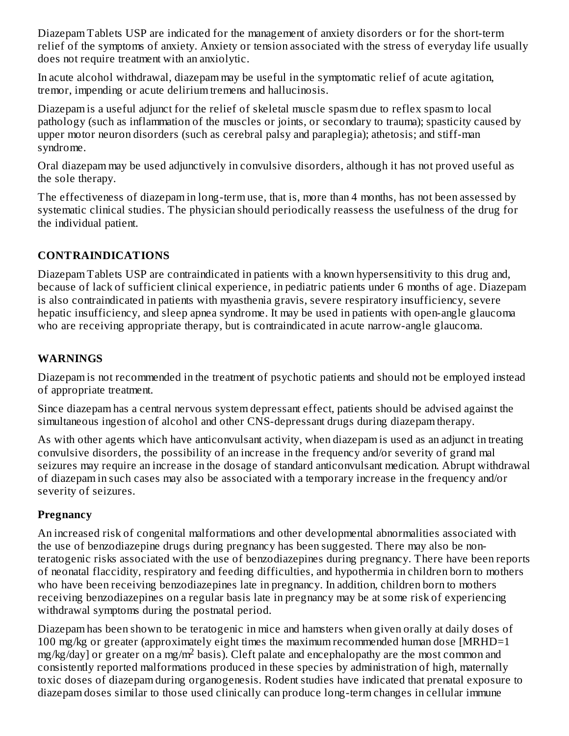Diazepam Tablets USP are indicated for the management of anxiety disorders or for the short-term relief of the symptoms of anxiety. Anxiety or tension associated with the stress of everyday life usually does not require treatment with an anxiolytic.

In acute alcohol withdrawal, diazepam may be useful in the symptomatic relief of acute agitation, tremor, impending or acute delirium tremens and hallucinosis.

Diazepam is a useful adjunct for the relief of skeletal muscle spasm due to reflex spasm to local pathology (such as inflammation of the muscles or joints, or secondary to trauma); spasticity caused by upper motor neuron disorders (such as cerebral palsy and paraplegia); athetosis; and stiff-man syndrome.

Oral diazepam may be used adjunctively in convulsive disorders, although it has not proved useful as the sole therapy.

The effectiveness of diazepam in long-term use, that is, more than 4 months, has not been assessed by systematic clinical studies. The physician should periodically reassess the usefulness of the drug for the individual patient.

## CONTRAINDICATIONS

Diazepam Tablets USP are contraindicated in patients with a known hypersensitivity to this drug and, because of lack of sufficient clinical experience, in pediatric patients under 6 months of age. Diazepam is also contraindicated in patients with myasthenia gravis, severe respiratory insufficiency, severe hepatic insufficiency, and sleep apnea syndrome. It may be used in patients with open-angle glaucoma who are receiving appropriate therapy, but is contraindicated in acute narrow-angle glaucoma.

## WARNINGS

Diazepam is not recommended in the treatment of psychotic patients and should not be employed instead of appropriate treatment.

Since diazepam has a central nervous system depressant effect, patients should be advised against the simultaneous ingestion of alcohol and other CNS-depressant drugs during diazepam therapy.

As with other agents which have anticonvulsant activity, when diazepam is used as an adjunct in treating convulsive disorders, the possibility of an increase in the frequency and/or severity of grand mal seizures may require an increase in the dosage of standard anticonvulsant medication. Abrupt withdrawal of diazepam in such cases may also be associated with a temporary increase in the frequency and/or severity of seizures.

### Pregnancy

An increased risk of congenital malformations and other developmental abnormalities associated with the use of benzodiazepine drugs during pregnancy has been suggested. There may also be non-teratogenic risks associated with the use of benzodiazepines during pregnancy. There have been reports of neonatal flaccidity, respiratory and feeding difficulties, and hypothermia in children born to mothers who have been receiving benzodiazepines late in pregnancy. In addition, children born to mothers receiving benzodiazepines on a regular basis late in pregnancy may be at some risk of experiencing withdrawal symptoms during the postnatal period.

Diazepam has been shown to be teratogenic in mice and hamsters when given orally at daily doses of 100 mg/kg or greater (approximately eight times the maximum recommended human dose [MRHD=1 mg/kg/day] or greater on a mg/$m^2$ basis). Cleft palate and encephalopathy are the most common and consistently reported malformations produced in these species by administration of high, maternally toxic doses of diazepam during organogenesis. Rodent studies have indicated that prenatal exposure to diazepam doses similar to those used clinically can produce long-term changes in cellular immune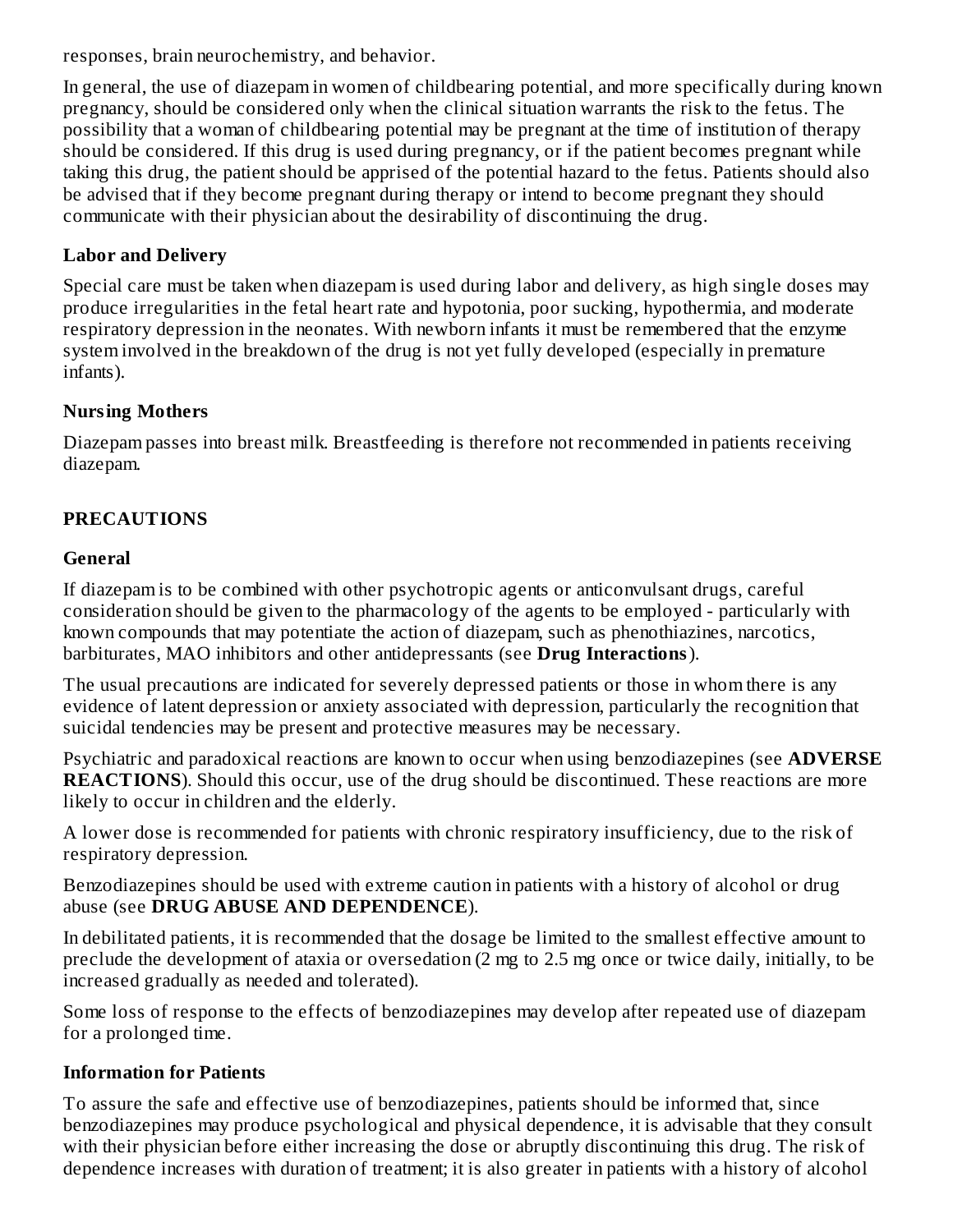responses, brain neurochemistry, and behavior.

In general, the use of diazepam in women of childbearing potential, and more specifically during known pregnancy, should be considered only when the clinical situation warrants the risk to the fetus. The possibility that a woman of childbearing potential may be pregnant at the time of institution of therapy should be considered. If this drug is used during pregnancy, or if the patient becomes pregnant while taking this drug, the patient should be apprised of the potential hazard to the fetus. Patients should also be advised that if they become pregnant during therapy or intend to become pregnant they should communicate with their physician about the desirability of discontinuing the drug.

### Labor and Delivery

Special care must be taken when diazepam is used during labor and delivery, as high single doses may produce irregularities in the fetal heart rate and hypotonia, poor sucking, hypothermia, and moderate respiratory depression in the neonates. With newborn infants it must be remembered that the enzyme system involved in the breakdown of the drug is not yet fully developed (especially in premature infants).

### Nursing Mothers

Diazepam passes into breast milk. Breastfeeding is therefore not recommended in patients receiving diazepam.

## PRECAUTIONS

### General

If diazepam is to be combined with other psychotropic agents or anticonvulsant drugs, careful consideration should be given to the pharmacology of the agents to be employed - particularly with known compounds that may potentiate the action of diazepam, such as phenothiazines, narcotics, barbiturates, MAO inhibitors and other antidepressants (see **Drug Interactions**).

The usual precautions are indicated for severely depressed patients or those in whom there is any evidence of latent depression or anxiety associated with depression, particularly the recognition that suicidal tendencies may be present and protective measures may be necessary.

Psychiatric and paradoxical reactions are known to occur when using benzodiazepines (see **ADVERSE REACTIONS**). Should this occur, use of the drug should be discontinued. These reactions are more likely to occur in children and the elderly.

A lower dose is recommended for patients with chronic respiratory insufficiency, due to the risk of respiratory depression.

Benzodiazepines should be used with extreme caution in patients with a history of alcohol or drug abuse (see **DRUG ABUSE AND DEPENDENCE**).

In debilitated patients, it is recommended that the dosage be limited to the smallest effective amount to preclude the development of ataxia or oversedation (2 mg to 2.5 mg once or twice daily, initially, to be increased gradually as needed and tolerated).

Some loss of response to the effects of benzodiazepines may develop after repeated use of diazepam for a prolonged time.

### Information for Patients

To assure the safe and effective use of benzodiazepines, patients should be informed that, since benzodiazepines may produce psychological and physical dependence, it is advisable that they consult with their physician before either increasing the dose or abruptly discontinuing this drug. The risk of dependence increases with duration of treatment; it is also greater in patients with a history of alcohol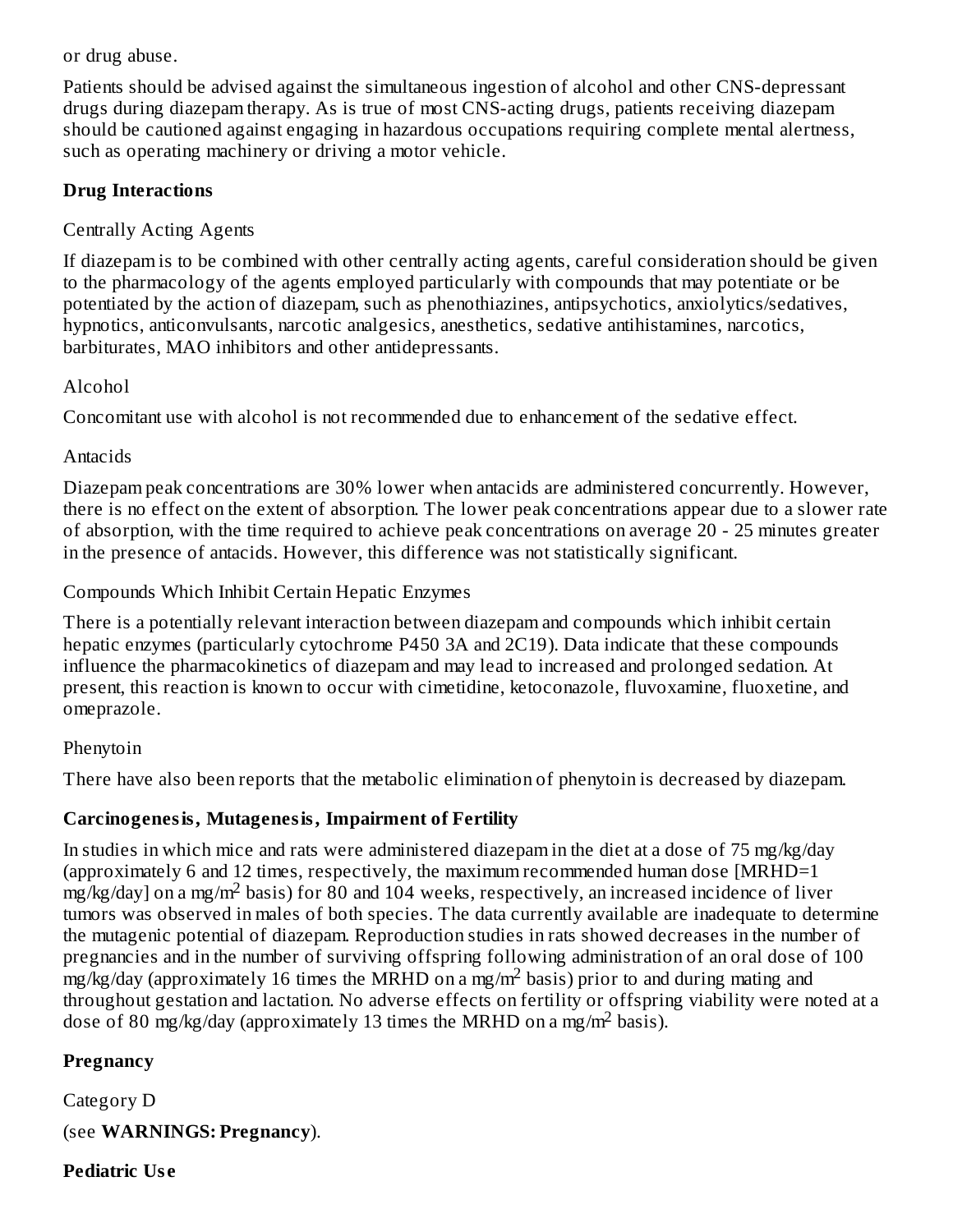or drug abuse.

Patients should be advised against the simultaneous ingestion of alcohol and other CNS-depressant drugs during diazepam therapy. As is true of most CNS-acting drugs, patients receiving diazepam should be cautioned against engaging in hazardous occupations requiring complete mental alertness, such as operating machinery or driving a motor vehicle.

**Drug Interactions**

Centrally Acting Agents

If diazepam is to be combined with other centrally acting agents, careful consideration should be given to the pharmacology of the agents employed particularly with compounds that may potentiate or be potentiated by the action of diazepam, such as phenothiazines, antipsychotics, anxiolytics/sedatives, hypnotics, anticonvulsants, narcotic analgesics, anesthetics, sedative antihistamines, narcotics, barbiturates, MAO inhibitors and other antidepressants.

Alcohol

Concomitant use with alcohol is not recommended due to enhancement of the sedative effect.

Antacids

Diazepam peak concentrations are 30% lower when antacids are administered concurrently. However, there is no effect on the extent of absorption. The lower peak concentrations appear due to a slower rate of absorption, with the time required to achieve peak concentrations on average 20 - 25 minutes greater in the presence of antacids. However, this difference was not statistically significant.

Compounds Which Inhibit Certain Hepatic Enzymes

There is a potentially relevant interaction between diazepam and compounds which inhibit certain hepatic enzymes (particularly cytochrome P450 3A and 2C19). Data indicate that these compounds influence the pharmacokinetics of diazepam and may lead to increased and prolonged sedation. At present, this reaction is known to occur with cimetidine, ketoconazole, fluvoxamine, fluoxetine, and omeprazole.

Phenytoin

There have also been reports that the metabolic elimination of phenytoin is decreased by diazepam.

**Carcinogenesis, Mutagenesis, Impairment of Fertility**

In studies in which mice and rats were administered diazepam in the diet at a dose of 75 mg/kg/day (approximately 6 and 12 times, respectively, the maximum recommended human dose [MRHD=1 mg/kg/day] on a mg/$m^2$ basis) for 80 and 104 weeks, respectively, an increased incidence of liver tumors was observed in males of both species. The data currently available are inadequate to determine the mutagenic potential of diazepam. Reproduction studies in rats showed decreases in the number of pregnancies and in the number of surviving offspring following administration of an oral dose of 100 mg/kg/day (approximately 16 times the MRHD on a mg/$m^2$ basis) prior to and during mating and throughout gestation and lactation. No adverse effects on fertility or offspring viability were noted at a dose of 80 mg/kg/day (approximately 13 times the MRHD on a mg/$m^2$ basis).

**Pregnancy**

Category D

(see **WARNINGS: Pregnancy**).

**Pediatric Use**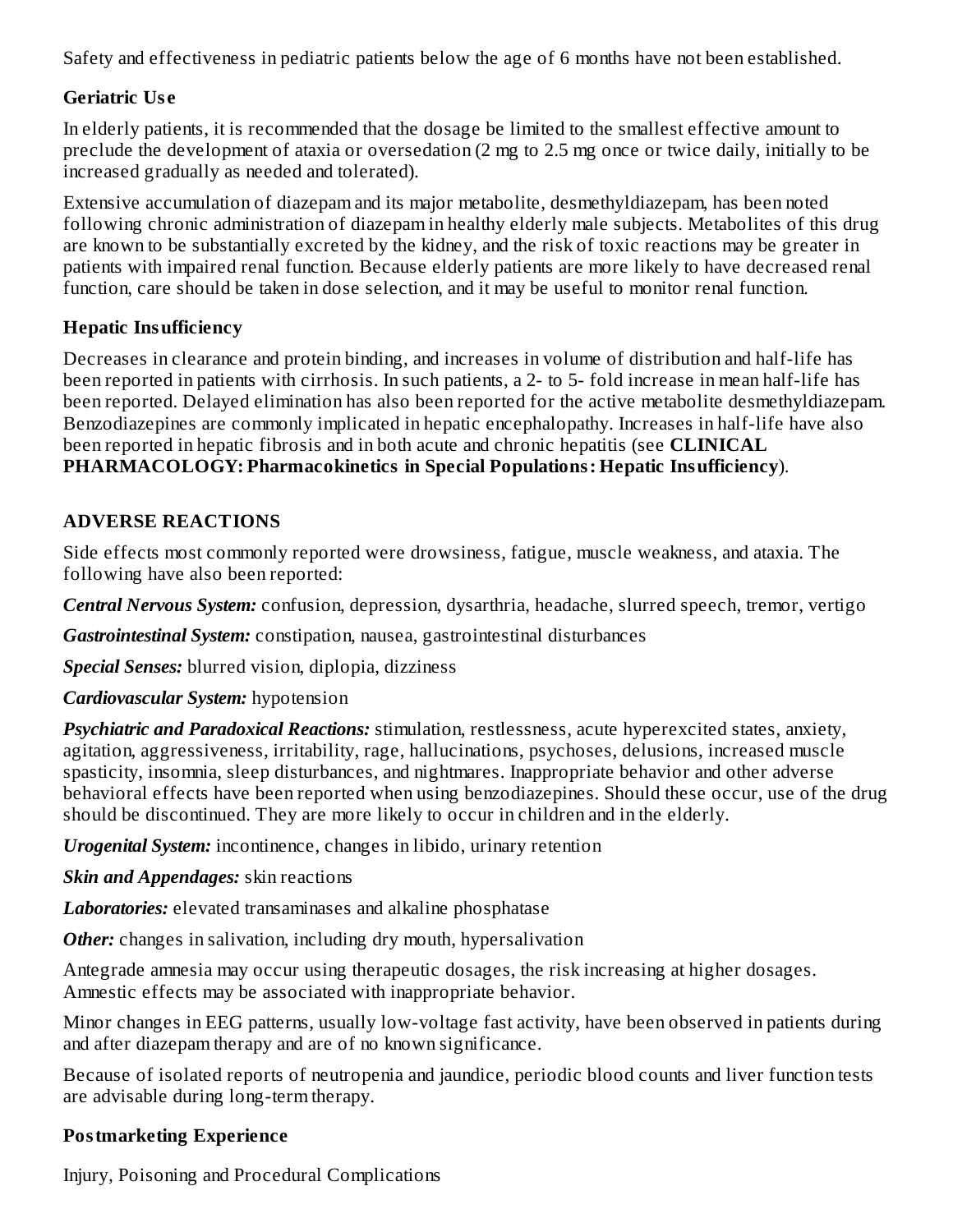Safety and effectiveness in pediatric patients below the age of 6 months have not been established.

### Geriatric Use

In elderly patients, it is recommended that the dosage be limited to the smallest effective amount to preclude the development of ataxia or oversedation (2 mg to 2.5 mg once or twice daily, initially to be increased gradually as needed and tolerated).

Extensive accumulation of diazepam and its major metabolite, desmethyldiazepam, has been noted following chronic administration of diazepam in healthy elderly male subjects. Metabolites of this drug are known to be substantially excreted by the kidney, and the risk of toxic reactions may be greater in patients with impaired renal function. Because elderly patients are more likely to have decreased renal function, care should be taken in dose selection, and it may be useful to monitor renal function.

### Hepatic Insufficiency

Decreases in clearance and protein binding, and increases in volume of distribution and half-life has been reported in patients with cirrhosis. In such patients, a 2- to 5- fold increase in mean half-life has been reported. Delayed elimination has also been reported for the active metabolite desmethyldiazepam. Benzodiazepines are commonly implicated in hepatic encephalopathy. Increases in half-life have also been reported in hepatic fibrosis and in both acute and chronic hepatitis (see **CLINICAL PHARMACOLOGY: Pharmacokinetics in Special Populations: Hepatic Insufficiency**).

## ADVERSE REACTIONS

Side effects most commonly reported were drowsiness, fatigue, muscle weakness, and ataxia. The following have also been reported:

***Central Nervous System:*** confusion, depression, dysarthria, headache, slurred speech, tremor, vertigo

***Gastrointestinal System:*** constipation, nausea, gastrointestinal disturbances

***Special Senses:*** blurred vision, diplopia, dizziness

***Cardiovascular System:*** hypotension

***Psychiatric and Paradoxical Reactions:*** stimulation, restlessness, acute hyperexcited states, anxiety, agitation, aggressiveness, irritability, rage, hallucinations, psychoses, delusions, increased muscle spasticity, insomnia, sleep disturbances, and nightmares. Inappropriate behavior and other adverse behavioral effects have been reported when using benzodiazepines. Should these occur, use of the drug should be discontinued. They are more likely to occur in children and in the elderly.

***Urogenital System:*** incontinence, changes in libido, urinary retention

***Skin and Appendages:*** skin reactions

***Laboratories:*** elevated transaminases and alkaline phosphatase

***Other:*** changes in salivation, including dry mouth, hypersalivation

Antegrade amnesia may occur using therapeutic dosages, the risk increasing at higher dosages. Amnestic effects may be associated with inappropriate behavior.

Minor changes in EEG patterns, usually low-voltage fast activity, have been observed in patients during and after diazepam therapy and are of no known significance.

Because of isolated reports of neutropenia and jaundice, periodic blood counts and liver function tests are advisable during long-term therapy.

### Postmarketing Experience

Injury, Poisoning and Procedural Complications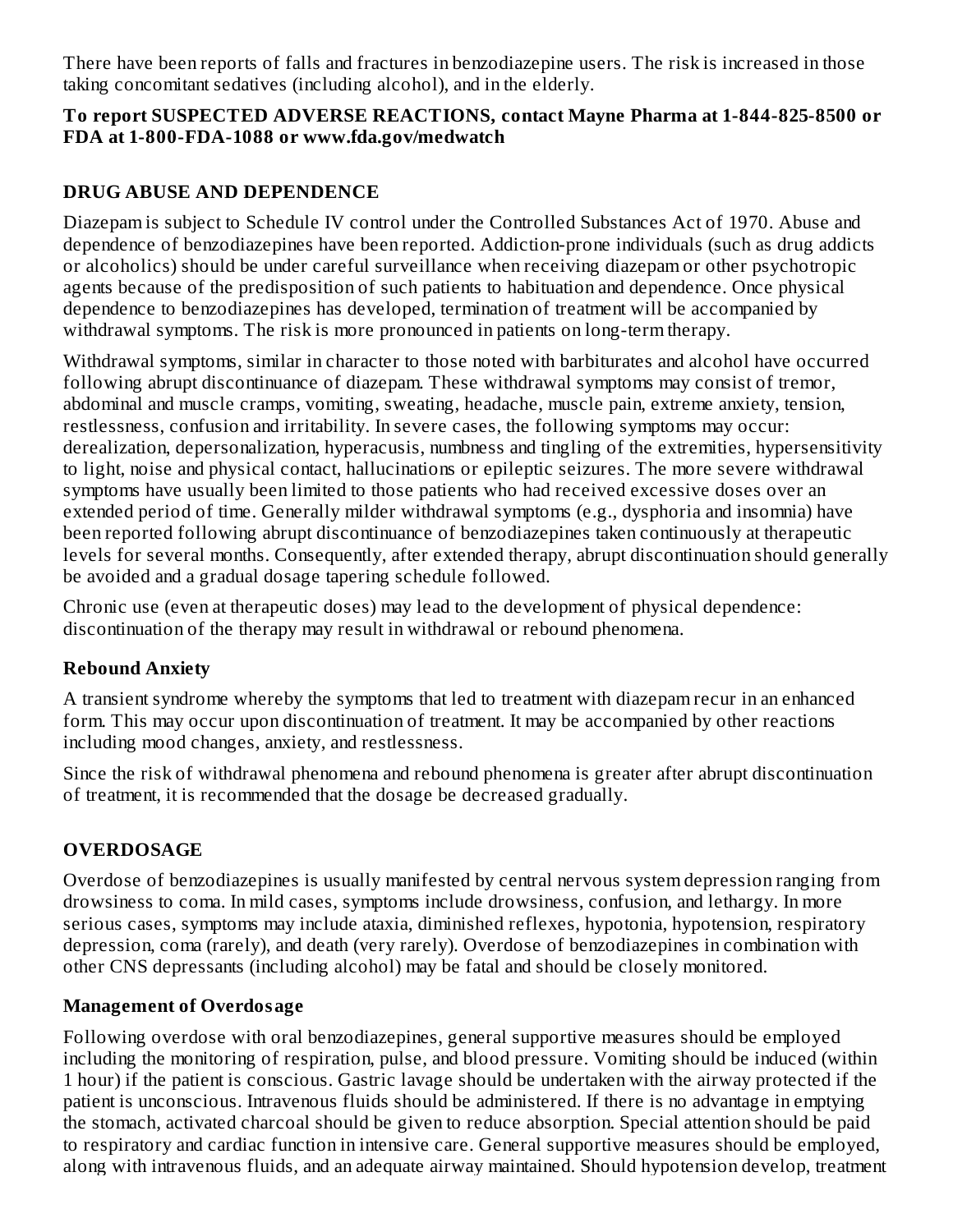There have been reports of falls and fractures in benzodiazepine users. The risk is increased in those taking concomitant sedatives (including alcohol), and in the elderly.

**To report SUSPECTED ADVERSE REACTIONS, contact Mayne Pharma at 1-844-825-8500 or FDA at 1-800-FDA-1088 or www.fda.gov/medwatch**

## DRUG ABUSE AND DEPENDENCE

Diazepam is subject to Schedule IV control under the Controlled Substances Act of 1970. Abuse and dependence of benzodiazepines have been reported. Addiction-prone individuals (such as drug addicts or alcoholics) should be under careful surveillance when receiving diazepam or other psychotropic agents because of the predisposition of such patients to habituation and dependence. Once physical dependence to benzodiazepines has developed, termination of treatment will be accompanied by withdrawal symptoms. The risk is more pronounced in patients on long-term therapy.

Withdrawal symptoms, similar in character to those noted with barbiturates and alcohol have occurred following abrupt discontinuance of diazepam. These withdrawal symptoms may consist of tremor, abdominal and muscle cramps, vomiting, sweating, headache, muscle pain, extreme anxiety, tension, restlessness, confusion and irritability. In severe cases, the following symptoms may occur: derealization, depersonalization, hyperacusis, numbness and tingling of the extremities, hypersensitivity to light, noise and physical contact, hallucinations or epileptic seizures. The more severe withdrawal symptoms have usually been limited to those patients who had received excessive doses over an extended period of time. Generally milder withdrawal symptoms (e.g., dysphoria and insomnia) have been reported following abrupt discontinuance of benzodiazepines taken continuously at therapeutic levels for several months. Consequently, after extended therapy, abrupt discontinuation should generally be avoided and a gradual dosage tapering schedule followed.

Chronic use (even at therapeutic doses) may lead to the development of physical dependence: discontinuation of the therapy may result in withdrawal or rebound phenomena.

### Rebound Anxiety

A transient syndrome whereby the symptoms that led to treatment with diazepam recur in an enhanced form. This may occur upon discontinuation of treatment. It may be accompanied by other reactions including mood changes, anxiety, and restlessness.

Since the risk of withdrawal phenomena and rebound phenomena is greater after abrupt discontinuation of treatment, it is recommended that the dosage be decreased gradually.

## OVERDOSAGE

Overdose of benzodiazepines is usually manifested by central nervous system depression ranging from drowsiness to coma. In mild cases, symptoms include drowsiness, confusion, and lethargy. In more serious cases, symptoms may include ataxia, diminished reflexes, hypotonia, hypotension, respiratory depression, coma (rarely), and death (very rarely). Overdose of benzodiazepines in combination with other CNS depressants (including alcohol) may be fatal and should be closely monitored.

### Management of Overdosage

Following overdose with oral benzodiazepines, general supportive measures should be employed including the monitoring of respiration, pulse, and blood pressure. Vomiting should be induced (within 1 hour) if the patient is conscious. Gastric lavage should be undertaken with the airway protected if the patient is unconscious. Intravenous fluids should be administered. If there is no advantage in emptying the stomach, activated charcoal should be given to reduce absorption. Special attention should be paid to respiratory and cardiac function in intensive care. General supportive measures should be employed, along with intravenous fluids, and an adequate airway maintained. Should hypotension develop, treatment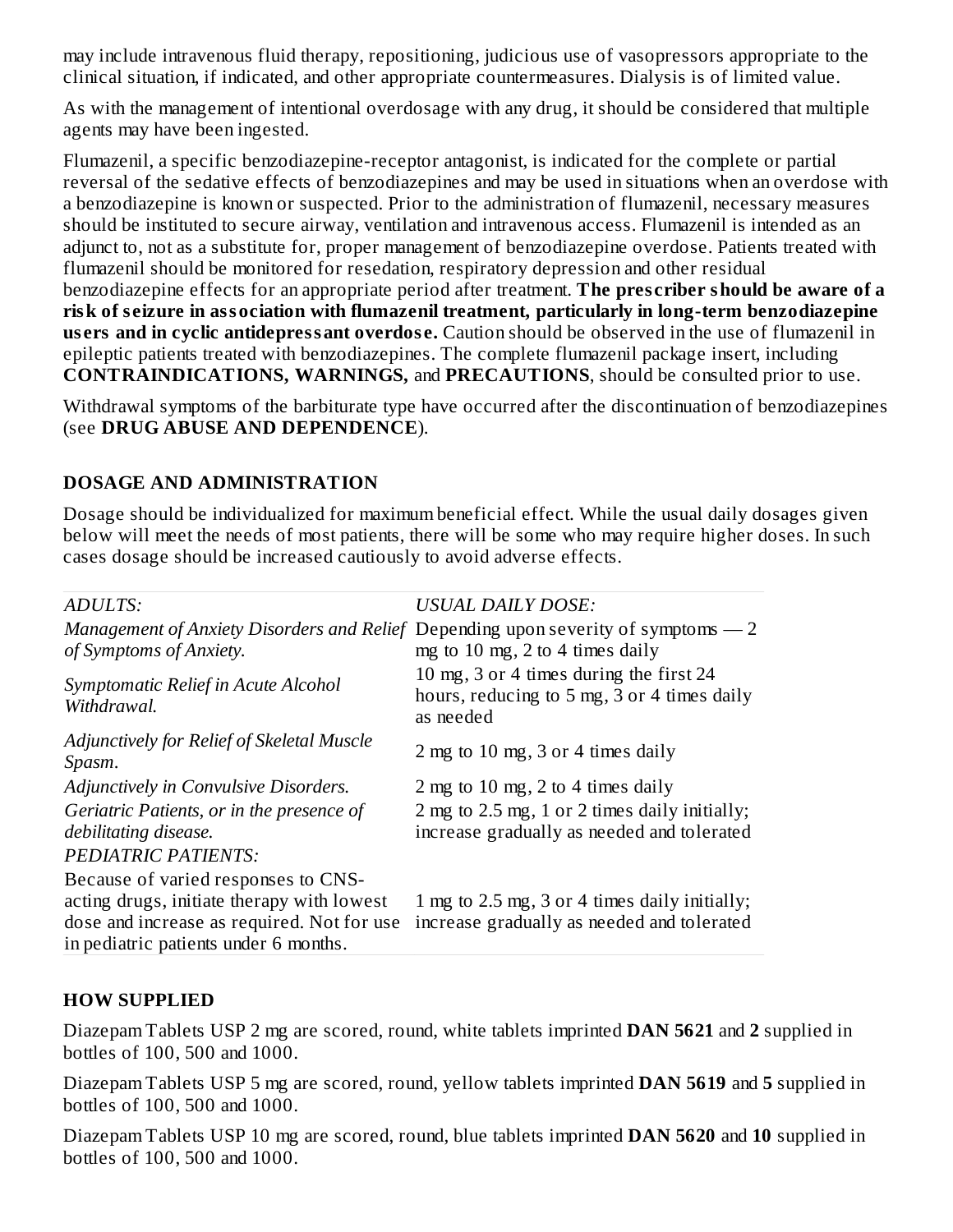may include intravenous fluid therapy, repositioning, judicious use of vasopressors appropriate to the clinical situation, if indicated, and other appropriate countermeasures. Dialysis is of limited value.

As with the management of intentional overdosage with any drug, it should be considered that multiple agents may have been ingested.

Flumazenil, a specific benzodiazepine-receptor antagonist, is indicated for the complete or partial reversal of the sedative effects of benzodiazepines and may be used in situations when an overdose with a benzodiazepine is known or suspected. Prior to the administration of flumazenil, necessary measures should be instituted to secure airway, ventilation and intravenous access. Flumazenil is intended as an adjunct to, not as a substitute for, proper management of benzodiazepine overdose. Patients treated with flumazenil should be monitored for resedation, respiratory depression and other residual benzodiazepine effects for an appropriate period after treatment. **The prescriber should be aware of a risk of seizure in association with flumazenil treatment, particularly in long-term benzodiazepine users and in cyclic antidepressant overdose.** Caution should be observed in the use of flumazenil in epileptic patients treated with benzodiazepines. The complete flumazenil package insert, including **CONTRAINDICATIONS, WARNINGS,** and **PRECAUTIONS**, should be consulted prior to use.

Withdrawal symptoms of the barbiturate type have occurred after the discontinuation of benzodiazepines (see **DRUG ABUSE AND DEPENDENCE**).

## DOSAGE AND ADMINISTRATION

Dosage should be individualized for maximum beneficial effect. While the usual daily dosages given below will meet the needs of most patients, there will be some who may require higher doses. In such cases dosage should be increased cautiously to avoid adverse effects.

| *ADULTS:* | *USUAL DAILY DOSE:* |
|---|---|
| *Management of Anxiety Disorders and Relief of Symptoms of Anxiety.* | Depending upon severity of symptoms — 2 mg to 10 mg, 2 to 4 times daily |
| *Symptomatic Relief in Acute Alcohol Withdrawal.* | 10 mg, 3 or 4 times during the first 24 hours, reducing to 5 mg, 3 or 4 times daily as needed |
| *Adjunctively for Relief of Skeletal Muscle Spasm.* | 2 mg to 10 mg, 3 or 4 times daily |
| *Adjunctively in Convulsive Disorders.* | 2 mg to 10 mg, 2 to 4 times daily |
| *Geriatric Patients, or in the presence of debilitating disease.* | 2 mg to 2.5 mg, 1 or 2 times daily initially; increase gradually as needed and tolerated |
| *PEDIATRIC PATIENTS:* | |
| Because of varied responses to CNS-acting drugs, initiate therapy with lowest dose and increase as required. Not for use in pediatric patients under 6 months. | 1 mg to 2.5 mg, 3 or 4 times daily initially; increase gradually as needed and tolerated |

## HOW SUPPLIED

Diazepam Tablets USP 2 mg are scored, round, white tablets imprinted **DAN 5621** and **2** supplied in bottles of 100, 500 and 1000.

Diazepam Tablets USP 5 mg are scored, round, yellow tablets imprinted **DAN 5619** and **5** supplied in bottles of 100, 500 and 1000.

Diazepam Tablets USP 10 mg are scored, round, blue tablets imprinted **DAN 5620** and **10** supplied in bottles of 100, 500 and 1000.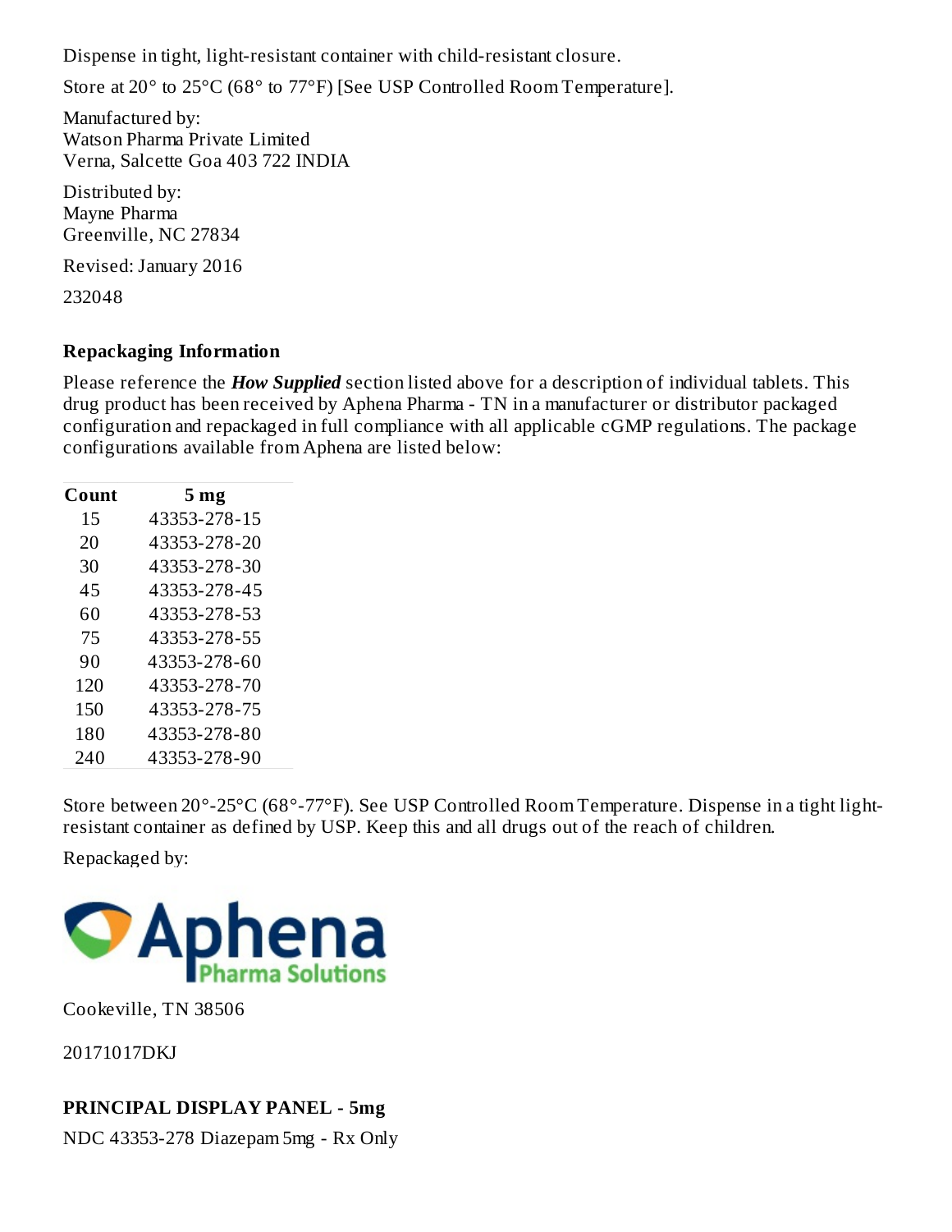Dispense in tight, light-resistant container with child-resistant closure.

Store at 20° to 25°C (68° to 77°F) [See USP Controlled Room Temperature].

Manufactured by:
Watson Pharma Private Limited
Verna, Salcette Goa 403 722 INDIA

Distributed by:
Mayne Pharma
Greenville, NC 27834

Revised: January 2016

232048

**Repackaging Information**

Please reference the ***How Supplied*** section listed above for a description of individual tablets. This drug product has been received by Aphena Pharma - TN in a manufacturer or distributor packaged configuration and repackaged in full compliance with all applicable cGMP regulations. The package configurations available from Aphena are listed below:

| Count | 5 mg |
|---|---|
| 15 | 43353-278-15 |
| 20 | 43353-278-20 |
| 30 | 43353-278-30 |
| 45 | 43353-278-45 |
| 60 | 43353-278-53 |
| 75 | 43353-278-55 |
| 90 | 43353-278-60 |
| 120 | 43353-278-70 |
| 150 | 43353-278-75 |
| 180 | 43353-278-80 |
| 240 | 43353-278-90 |

Store between 20°-25°C (68°-77°F). See USP Controlled Room Temperature. Dispense in a tight light-resistant container as defined by USP. Keep this and all drugs out of the reach of children.

Repackaged by:

Aphena Pharma Solutions

Cookeville, TN 38506

20171017DKJ

**PRINCIPAL DISPLAY PANEL - 5mg**

NDC 43353-278 Diazepam 5mg - Rx Only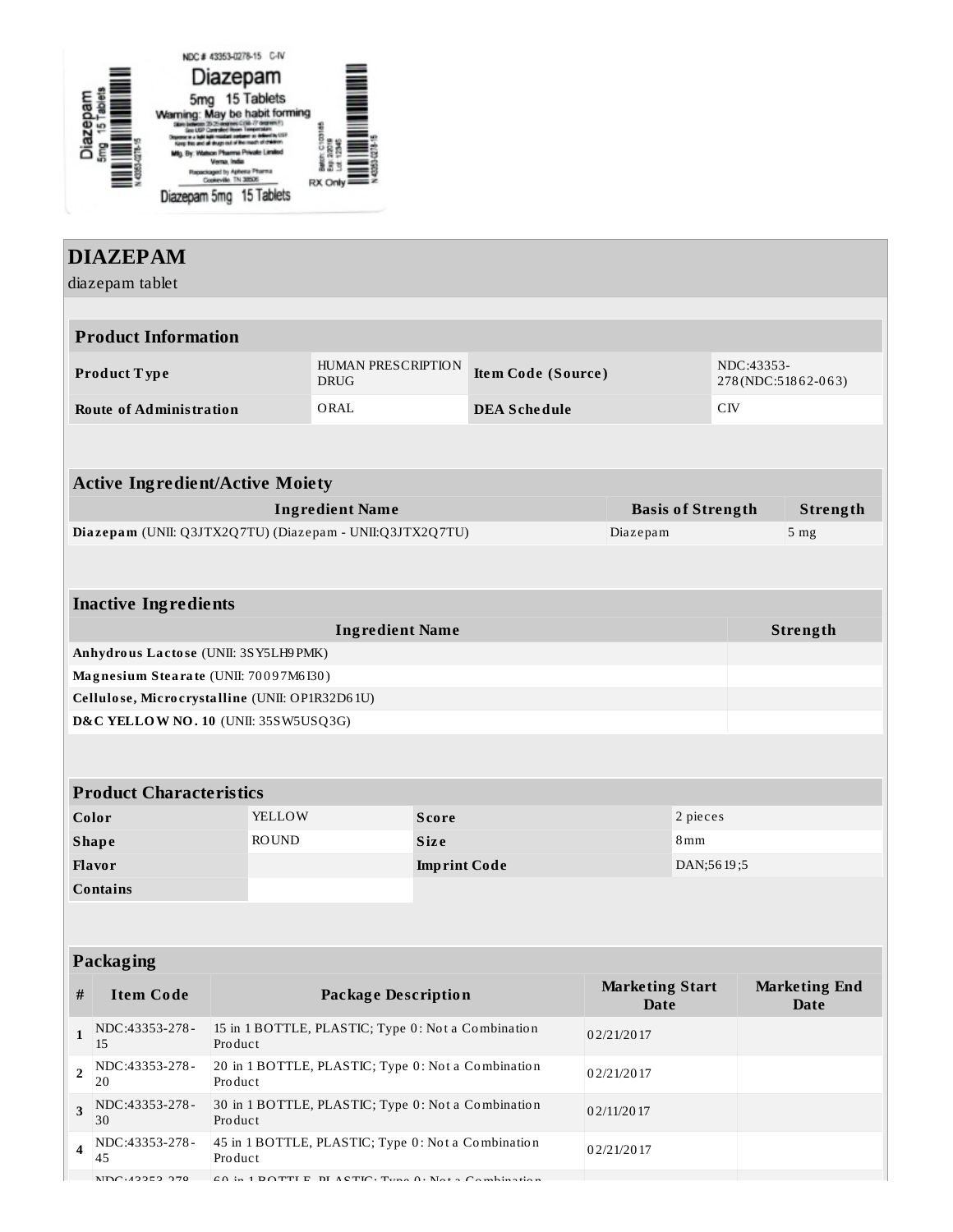NDC # 43353-0278-15 C-IV

Diazepam

5mg 15 Tablets

Warning: May be habit forming

Mfg. By: Watson Pharma Private Limited Verna, India

Repackaged by Aphena Pharma Cookeville, TN 38506

RX Only

Diazepam 5mg 15 Tablets

# DIAZEPAM

diazepam tablet

| Product Information | | | |
|---|---|---|---|
| **Product Type** | HUMAN PRESCRIPTION DRUG | **Item Code (Source)** | NDC:43353-278(NDC:51862-063) |
| **Route of Administration** | ORAL | **DEA Schedule** | CIV |

| Active Ingredient/Active Moiety | | |
|---|---|---|
| **Ingredient Name** | **Basis of Strength** | **Strength** |
| **Diazepam** (UNII: Q3JTX2Q7TU) (Diazepam - UNII:Q3JTX2Q7TU) | Diazepam | 5 mg |

| Inactive Ingredients | |
|---|---|
| **Ingredient Name** | **Strength** |
| **Anhydrous Lactose** (UNII: 3SY5LH9PMK) | |
| **Magnesium Stearate** (UNII: 70097M6I30) | |
| **Cellulose, Microcrystalline** (UNII: OP1R32D61U) | |
| **D&C YELLOW NO. 10** (UNII: 35SW5USQ3G) | |

| Product Characteristics | | | |
|---|---|---|---|
| **Color** | YELLOW | **Score** | 2 pieces |
| **Shape** | ROUND | **Size** | 8mm |
| **Flavor** | | **Imprint Code** | DAN;5619;5 |
| **Contains** | | | |

| Packaging | | | | |
|---|---|---|---|---|
| **#** | **Item Code** | **Package Description** | **Marketing Start Date** | **Marketing End Date** |
| **1** | NDC:43353-278-15 | 15 in 1 BOTTLE, PLASTIC; Type 0: Not a Combination Product | 02/21/2017 | |
| **2** | NDC:43353-278-20 | 20 in 1 BOTTLE, PLASTIC; Type 0: Not a Combination Product | 02/21/2017 | |
| **3** | NDC:43353-278-30 | 30 in 1 BOTTLE, PLASTIC; Type 0: Not a Combination Product | 02/11/2017 | |
| **4** | NDC:43353-278-45 | 45 in 1 BOTTLE, PLASTIC; Type 0: Not a Combination Product | 02/21/2017 | |
| | NDC:43353-278 | 60 in 1 BOTTLE, PLASTIC; Type 0: Not a Combination | | |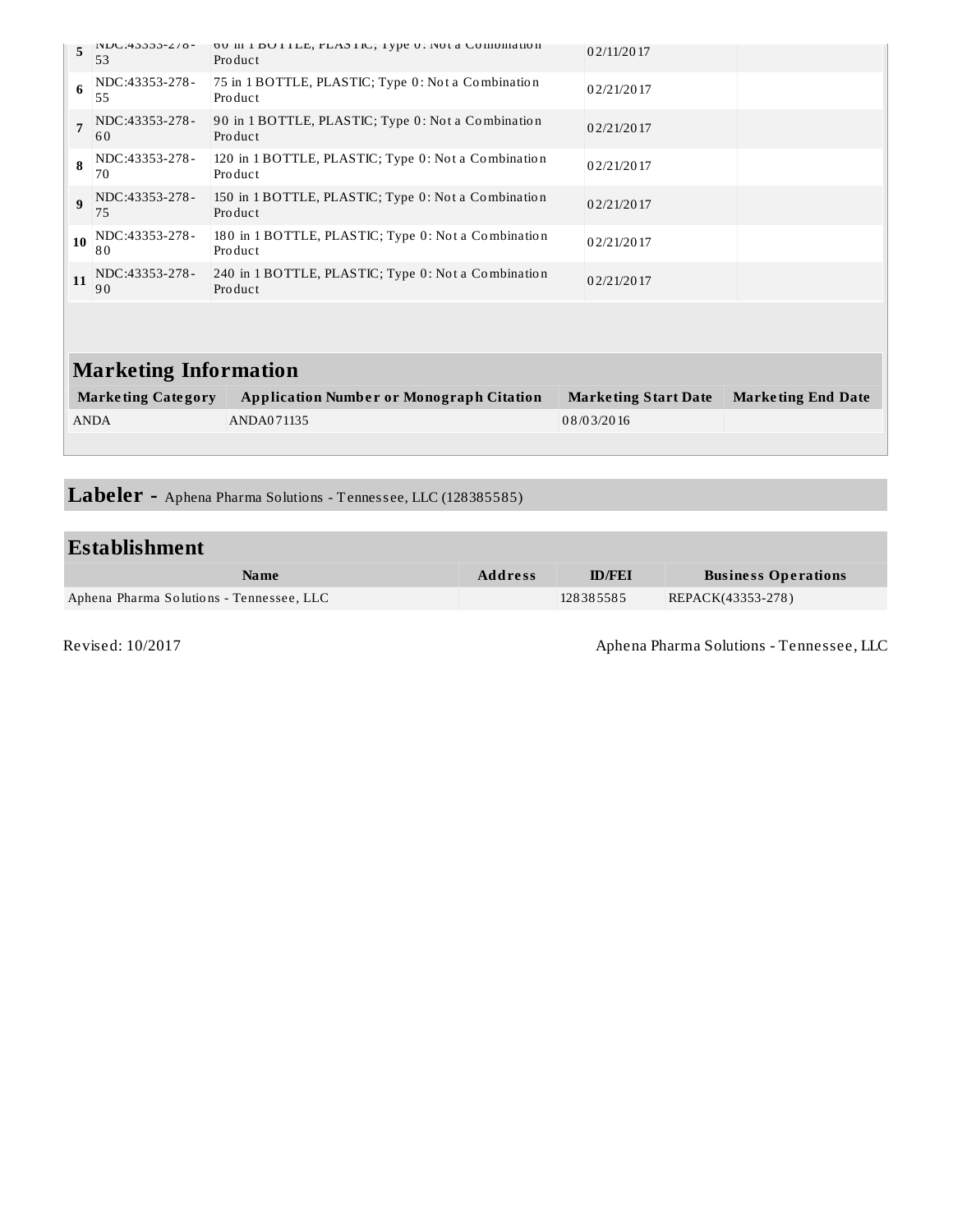| # | Item Code | Package Description | Marketing Start Date | Marketing End Date |
|---|---|---|---|---|
| 5 | NDC:43353-278-53 | 60 in 1 BOTTLE, PLASTIC; Type 0: Not a Combination Product | 02/11/2017 | |
| 6 | NDC:43353-278-55 | 75 in 1 BOTTLE, PLASTIC; Type 0: Not a Combination Product | 02/21/2017 | |
| 7 | NDC:43353-278-60 | 90 in 1 BOTTLE, PLASTIC; Type 0: Not a Combination Product | 02/21/2017 | |
| 8 | NDC:43353-278-70 | 120 in 1 BOTTLE, PLASTIC; Type 0: Not a Combination Product | 02/21/2017 | |
| 9 | NDC:43353-278-75 | 150 in 1 BOTTLE, PLASTIC; Type 0: Not a Combination Product | 02/21/2017 | |
| 10 | NDC:43353-278-80 | 180 in 1 BOTTLE, PLASTIC; Type 0: Not a Combination Product | 02/21/2017 | |
| 11 | NDC:43353-278-90 | 240 in 1 BOTTLE, PLASTIC; Type 0: Not a Combination Product | 02/21/2017 | |

## Marketing Information

| Marketing Category | Application Number or Monograph Citation | Marketing Start Date | Marketing End Date |
|---|---|---|---|
| ANDA | ANDA071135 | 08/03/2016 | |

## Labeler - Aphena Pharma Solutions - Tennessee, LLC (128385585)

## Establishment

| Name | Address | ID/FEI | Business Operations |
|---|---|---|---|
| Aphena Pharma Solutions - Tennessee, LLC | | 128385585 | REPACK(43353-278) |

Revised: 10/2017

Aphena Pharma Solutions - Tennessee, LLC